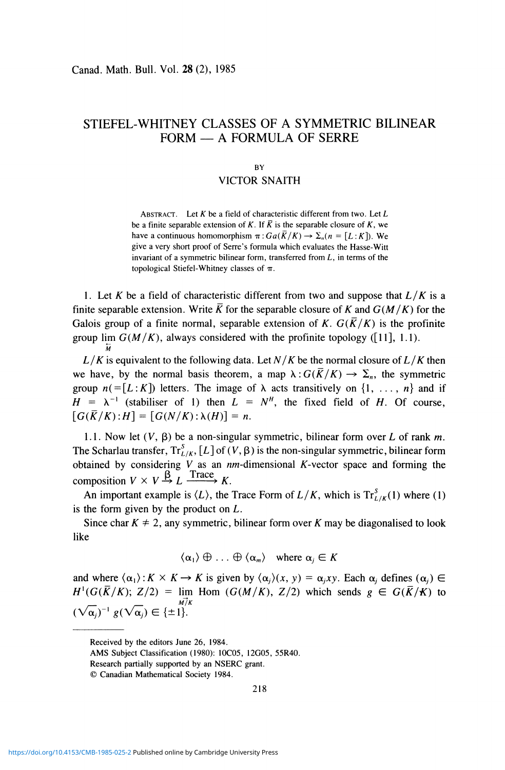# STIEFEL-WHITNEY CLASSES OF A SYMMETRIC BILINEAR FORM — A FORMULA OF SERRE

BY

VICTOR SNAITH

ABSTRACT. Let $K$ be a field of characteristic different from two. Let $L$ be a finite separable extension of $K$. If $\bar{K}$ is the separable closure of $K$, we have a continuous homomorphism $\pi: Ga(\bar{K}/K) \to \Sigma_n (n = [L:K])$. We give a very short proof of Serre's formula which evaluates the Hasse-Witt invariant of a symmetric bilinear form, transferred from $L$, in terms of the topological Stiefel-Whitney classes of $\pi$.

1. Let $K$ be a field of characteristic different from two and suppose that $L/K$ is a finite separable extension. Write $\bar{K}$ for the separable closure of $K$ and $G(M/K)$ for the Galois group of a finite normal, separable extension of $K$. $G(\bar{K}/K)$ is the profinite group $\varprojlim_M G(M/K)$, always considered with the profinite topology ([11], 1.1).

$L/K$ is equivalent to the following data. Let $N/K$ be the normal closure of $L/K$ then we have, by the normal basis theorem, a map $\lambda: G(\bar{K}/K) \to \Sigma_n$, the symmetric group $n(=[L:K])$ letters. The image of $\lambda$ acts transitively on $\{1, \ldots, n\}$ and if $H = \lambda^{-1}$ (stabiliser of 1) then $L = N^H$, the fixed field of $H$. Of course, $[G(\bar{K}/K):H] = [G(N/K):\lambda(H)] = n$.

1.1. Now let $(V, \beta)$ be a non-singular symmetric, bilinear form over $L$ of rank $m$. The Scharlau transfer, $\mathrm{Tr}^S_{L/K}$, $[L]$ of $(V, \beta)$ is the non-singular symmetric, bilinear form obtained by considering $V$ as an $nm$-dimensional $K$-vector space and forming the composition $V \times V \xrightarrow{\beta} L \xrightarrow{\text{Trace}} K$.

An important example is $\langle L \rangle$, the Trace Form of $L/K$, which is $\mathrm{Tr}^S_{L/K}(1)$ where $(1)$ is the form given by the product on $L$.

Since char $K \neq 2$, any symmetric, bilinear form over $K$ may be diagonalised to look like

$$\langle \alpha_1 \rangle \oplus \ldots \oplus \langle \alpha_m \rangle \quad \text{where } \alpha_j \in K$$

and where $\langle \alpha_1 \rangle : K \times K \to K$ is given by $\langle \alpha_j \rangle(x, y) = \alpha_j xy$. Each $\alpha_j$ defines $(\alpha_j) \in H^1(G(\bar{K}/K); Z/2) = \varinjlim_{M/K} \mathrm{Hom}\ (G(M/K), Z/2)$ which sends $g \in G(\bar{K}/K)$ to $(\sqrt{\alpha_j})^{-1} g(\sqrt{\alpha_j}) \in \{\pm 1\}$.

---

Received by the editors June 26, 1984.

AMS Subject Classification (1980): 10C05, 12G05, 55R40.

Research partially supported by an NSERC grant.

© Canadian Mathematical Society 1984.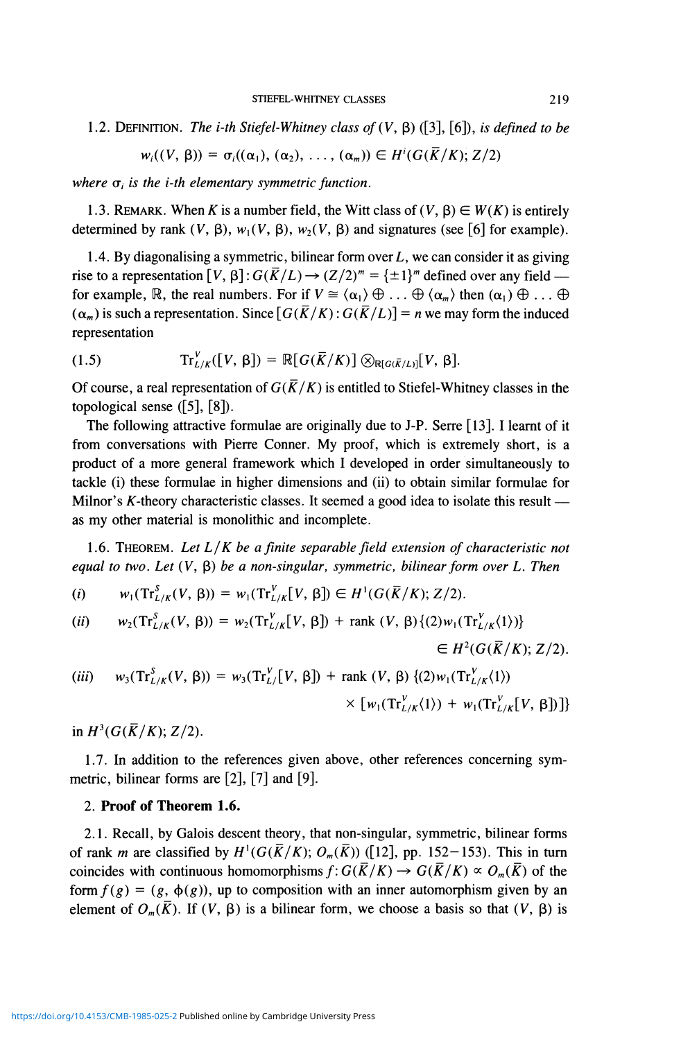1.2. DEFINITION. *The i-th Stiefel-Whitney class of* $(V, \beta)$ ([3], [6]), *is defined to be*

$$w_i((V, \beta)) = \sigma_i((\alpha_1), (\alpha_2), \ldots, (\alpha_m)) \in H^i(G(\bar{K}/K); Z/2)$$

*where* $\sigma_i$ *is the i-th elementary symmetric function.*

1.3. REMARK. When $K$ is a number field, the Witt class of $(V, \beta) \in W(K)$ is entirely determined by rank $(V, \beta)$, $w_1(V, \beta)$, $w_2(V, \beta)$ and signatures (see [6] for example).

1.4. By diagonalising a symmetric, bilinear form over $L$, we can consider it as giving rise to a representation $[V, \beta]: G(\bar{K}/L) \to (Z/2)^m = \{\pm 1\}^m$ defined over any field — for example, $\mathbb{R}$, the real numbers. For if $V \cong \langle \alpha_1 \rangle \oplus \ldots \oplus \langle \alpha_m \rangle$ then $(\alpha_1) \oplus \ldots \oplus (\alpha_m)$ is such a representation. Since $[G(\bar{K}/K) : G(\bar{K}/L)] = n$ we may form the induced representation

$$\text{(1.5)} \qquad \text{Tr}^V_{L/K}([V, \beta]) = \mathbb{R}[G(\bar{K}/K)] \otimes_{\mathbb{R}[G(\bar{K}/L)]} [V, \beta].$$

Of course, a real representation of $G(\bar{K}/K)$ is entitled to Stiefel-Whitney classes in the topological sense ([5], [8]).

The following attractive formulae are originally due to J-P. Serre [13]. I learnt of it from conversations with Pierre Conner. My proof, which is extremely short, is a product of a more general framework which I developed in order simultaneously to tackle (i) these formulae in higher dimensions and (ii) to obtain similar formulae for Milnor's $K$-theory characteristic classes. It seemed a good idea to isolate this result — as my other material is monolithic and incomplete.

1.6. THEOREM. *Let $L/K$ be a finite separable field extension of characteristic not equal to two. Let $(V, \beta)$ be a non-singular, symmetric, bilinear form over $L$. Then*

(*i*) $\quad w_1(\text{Tr}^S_{L/K}(V, \beta)) = w_1(\text{Tr}^V_{L/K}[V, \beta]) \in H^1(G(\bar{K}/K); Z/2).$

(*ii*) $\quad w_2(\text{Tr}^S_{L/K}(V, \beta)) = w_2(\text{Tr}^V_{L/K}[V, \beta]) + \text{rank }(V, \beta)\{(2)w_1(\text{Tr}^V_{L/K}\langle 1 \rangle)\}$
$\in H^2(G(\bar{K}/K); Z/2).$

(*iii*) $\quad w_3(\text{Tr}^S_{L/K}(V, \beta)) = w_3(\text{Tr}^V_{L/}[V, \beta]) + \text{rank }(V, \beta)\{(2)w_1(\text{Tr}^V_{L/K}\langle 1 \rangle)$
$\times [w_1(\text{Tr}^V_{L/K}\langle 1 \rangle) + w_1(\text{Tr}^V_{L/K}[V, \beta])]\}$

in $H^3(G(\bar{K}/K); Z/2)$.

1.7. In addition to the references given above, other references concerning symmetric, bilinear forms are [2], [7] and [9].

## 2. Proof of Theorem 1.6.

2.1. Recall, by Galois descent theory, that non-singular, symmetric, bilinear forms of rank $m$ are classified by $H^1(G(\bar{K}/K); O_m(\bar{K}))$ ([12], pp. 152–153). This in turn coincides with continuous homomorphisms $f: G(\bar{K}/K) \to G(\bar{K}/K) \propto O_m(\bar{K})$ of the form $f(g) = (g, \phi(g))$, up to composition with an inner automorphism given by an element of $O_m(\bar{K})$. If $(V, \beta)$ is a bilinear form, we choose a basis so that $(V, \beta)$ is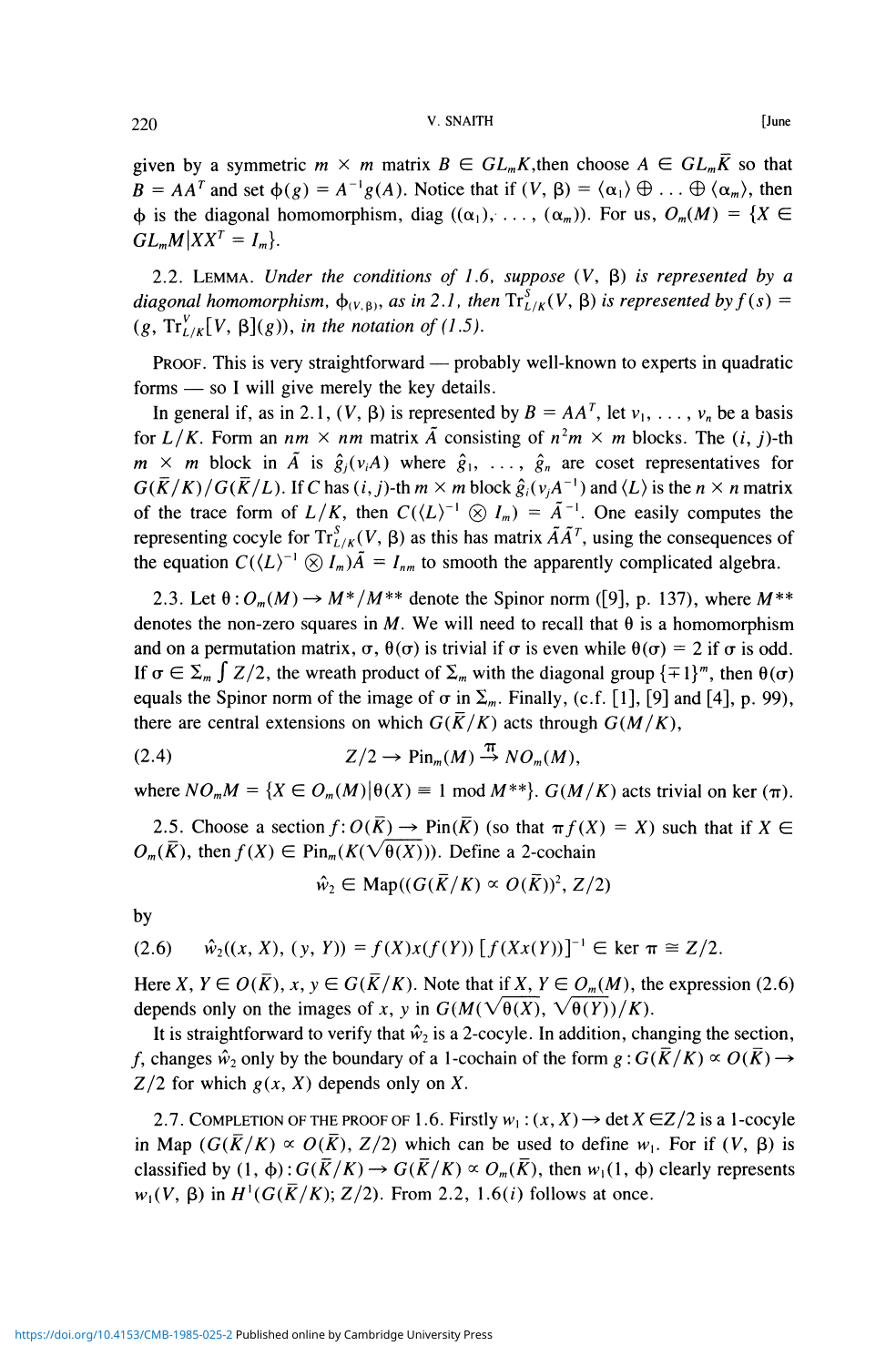given by a symmetric $m \times m$ matrix $B \in GL_m K$, then choose $A \in GL_m \bar{K}$ so that $B = AA^T$ and set $\phi(g) = A^{-1}g(A)$. Notice that if $(V, \beta) = \langle\alpha_1\rangle \oplus \ldots \oplus \langle\alpha_m\rangle$, then $\phi$ is the diagonal homomorphism, diag $((\alpha_1), \ldots, (\alpha_m))$. For us, $O_m(M) = \{X \in GL_m M \mid XX^T = I_m\}$.

2.2. LEMMA. *Under the conditions of 1.6, suppose $(V, \beta)$ is represented by a diagonal homomorphism, $\phi_{(V,\beta)}$, as in 2.1, then $\mathrm{Tr}^S_{L/K}(V, \beta)$ is represented by $f(s) = (g, \mathrm{Tr}^V_{L/K}[V, \beta](g))$, in the notation of (1.5).*

PROOF. This is very straightforward — probably well-known to experts in quadratic forms — so I will give merely the key details.

In general if, as in 2.1, $(V, \beta)$ is represented by $B = AA^T$, let $v_1, \ldots, v_n$ be a basis for $L/K$. Form an $nm \times nm$ matrix $\tilde{A}$ consisting of $n^2 m \times m$ blocks. The $(i, j)$-th $m \times m$ block in $\tilde{A}$ is $\hat{g}_j(v_i A)$ where $\hat{g}_1, \ldots, \hat{g}_n$ are coset representatives for $G(\bar{K}/K)/G(\bar{K}/L)$. If $C$ has $(i, j)$-th $m \times m$ block $\hat{g}_i(v_j A^{-1})$ and $\langle L\rangle$ is the $n \times n$ matrix of the trace form of $L/K$, then $C(\langle L\rangle^{-1} \otimes I_m) = \tilde{A}^{-1}$. One easily computes the representing cocycle for $\mathrm{Tr}^S_{L/K}(V, \beta)$ as this has matrix $\tilde{A}\tilde{A}^T$, using the consequences of the equation $C(\langle L\rangle^{-1} \otimes I_m)\tilde{A} = I_{nm}$ to smooth the apparently complicated algebra.

2.3. Let $\theta : O_m(M) \to M^*/M^{**}$ denote the Spinor norm ([9], p. 137), where $M^{**}$ denotes the non-zero squares in $M$. We will need to recall that $\theta$ is a homomorphism and on a permutation matrix, $\sigma$, $\theta(\sigma)$ is trivial if $\sigma$ is even while $\theta(\sigma) = 2$ if $\sigma$ is odd. If $\sigma \in \Sigma_m \int Z/2$, the wreath product of $\Sigma_m$ with the diagonal group $\{\mp 1\}^m$, then $\theta(\sigma)$ equals the Spinor norm of the image of $\sigma$ in $\Sigma_m$. Finally, (c.f. [1], [9] and [4], p. 99), there are central extensions on which $G(\bar{K}/K)$ acts through $G(M/K)$,

$$Z/2 \to \mathrm{Pin}_m(M) \xrightarrow{\pi} NO_m(M), \tag{2.4}$$

where $NO_m M = \{X \in O_m(M) \mid \theta(X) \equiv 1 \bmod M^{**}\}$. $G(M/K)$ acts trivial on $\ker(\pi)$.

2.5. Choose a section $f : O(\bar{K}) \to \mathrm{Pin}(\bar{K})$ (so that $\pi f(X) = X$) such that if $X \in O_m(\bar{K})$, then $f(X) \in \mathrm{Pin}_m(K(\sqrt{\theta(X)}))$. Define a 2-cochain

$$\hat{w}_2 \in \mathrm{Map}((G(\bar{K}/K) \propto O(\bar{K}))^2, Z/2)$$

by

$$\hat{w}_2((x, X), (y, Y)) = f(X)x(f(Y))\,[f(Xx(Y))]^{-1} \in \ker \pi \cong Z/2. \tag{2.6}$$

Here $X, Y \in O(\bar{K})$, $x, y \in G(\bar{K}/K)$. Note that if $X, Y \in O_m(M)$, the expression (2.6) depends only on the images of $x$, $y$ in $G(M(\sqrt{\theta(X)}, \sqrt{\theta(Y)})/K)$.

It is straightforward to verify that $\hat{w}_2$ is a 2-cocyle. In addition, changing the section, $f$, changes $\hat{w}_2$ only by the boundary of a 1-cochain of the form $g : G(\bar{K}/K) \propto O(\bar{K}) \to Z/2$ for which $g(x, X)$ depends only on $X$.

2.7. COMPLETION OF THE PROOF OF 1.6. Firstly $w_1 : (x, X) \to \det X \in Z/2$ is a 1-cocyle in Map $(G(\bar{K}/K) \propto O(\bar{K}), Z/2)$ which can be used to define $w_1$. For if $(V, \beta)$ is classified by $(1, \phi) : G(\bar{K}/K) \to G(\bar{K}/K) \propto O_m(\bar{K})$, then $w_1(1, \phi)$ clearly represents $w_1(V, \beta)$ in $H^1(G(\bar{K}/K); Z/2)$. From 2.2, 1.6$(i)$ follows at once.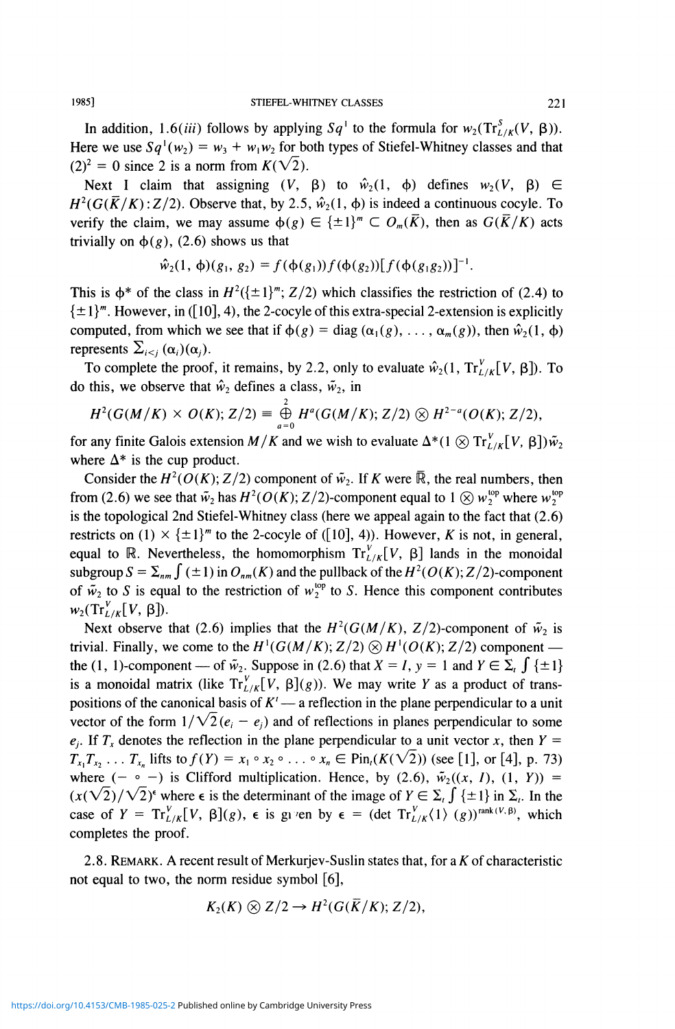In addition, 1.6(*iii*) follows by applying $Sq^1$ to the formula for $w_2(\mathrm{Tr}^S_{L/K}(V, \beta))$. Here we use $Sq^1(w_2) = w_3 + w_1 w_2$ for both types of Stiefel-Whitney classes and that $(2)^2 = 0$ since 2 is a norm from $K(\sqrt{2})$.

Next I claim that assigning $(V, \beta)$ to $\hat{w}_2(1, \phi)$ defines $w_2(V, \beta) \in H^2(G(\bar{K}/K) : Z/2)$. Observe that, by 2.5, $\hat{w}_2(1, \phi)$ is indeed a continuous cocycle. To verify the claim, we may assume $\phi(g) \in \{\pm 1\}^m \subset O_m(\bar{K})$, then as $G(\bar{K}/K)$ acts trivially on $\phi(g)$, (2.6) shows us that

$$\hat{w}_2(1, \phi)(g_1, g_2) = f(\phi(g_1))f(\phi(g_2))[f(\phi(g_1 g_2))]^{-1}.$$

This is $\phi^*$ of the class in $H^2(\{\pm 1\}^m; Z/2)$ which classifies the restriction of (2.4) to $\{\pm 1\}^m$. However, in ([10], 4), the 2-cocyle of this extra-special 2-extension is explicitly computed, from which we see that if $\phi(g) = \mathrm{diag}\,(\alpha_1(g), \ldots, \alpha_m(g))$, then $\hat{w}_2(1, \phi)$ represents $\sum_{i<j} (\alpha_i)(\alpha_j)$.

To complete the proof, it remains, by 2.2, only to evaluate $\hat{w}_2(1, \mathrm{Tr}^V_{L/K}[V, \beta])$. To do this, we observe that $\hat{w}_2$ defines a class, $\tilde{w}_2$, in

$$H^2(G(M/K) \times O(K); Z/2) \equiv \bigoplus_{a=0}^{2} H^a(G(M/K); Z/2) \otimes H^{2-a}(O(K); Z/2),$$

for any finite Galois extension $M/K$ and we wish to evaluate $\Delta^*(1 \otimes \mathrm{Tr}^V_{L/K}[V, \beta])\tilde{w}_2$ where $\Delta^*$ is the cup product.

Consider the $H^2(O(K); Z/2)$ component of $\tilde{w}_2$. If $K$ were $\mathbb{R}$, the real numbers, then from (2.6) we see that $\tilde{w}_2$ has $H^2(O(K); Z/2)$-component equal to $1 \otimes w_2^{\mathrm{top}}$ where $w_2^{\mathrm{top}}$ is the topological 2nd Stiefel-Whitney class (here we appeal again to the fact that (2.6) restricts on $(1) \times \{\pm 1\}^m$ to the 2-cocyle of ([10], 4)). However, $K$ is not, in general, equal to $\mathbb{R}$. Nevertheless, the homomorphism $\mathrm{Tr}^V_{L/K}[V, \beta]$ lands in the monoidal subgroup $S = \Sigma_{nm} \int (\pm 1)$ in $O_{nm}(K)$ and the pullback of the $H^2(O(K); Z/2)$-component of $\tilde{w}_2$ to $S$ is equal to the restriction of $w_2^{\mathrm{top}}$ to $S$. Hence this component contributes $w_2(\mathrm{Tr}^V_{L/K}[V, \beta])$.

Next observe that (2.6) implies that the $H^2(G(M/K), Z/2)$-component of $\tilde{w}_2$ is trivial. Finally, we come to the $H^1(G(M/K); Z/2) \otimes H^1(O(K); Z/2)$ component — the (1, 1)-component — of $\tilde{w}_2$. Suppose in (2.6) that $X = I$, $y = 1$ and $Y \in \Sigma_t \int \{\pm 1\}$ is a monoidal matrix (like $\mathrm{Tr}^V_{L/K}[V, \beta](g)$). We may write $Y$ as a product of transpositions of the canonical basis of $K^t$ — a reflection in the plane perpendicular to a unit vector of the form $1/\sqrt{2}(e_i - e_j)$ and of reflections in planes perpendicular to some $e_j$. If $T_x$ denotes the reflection in the plane perpendicular to a unit vector $x$, then $Y = T_{x_1} T_{x_2} \ldots T_{x_n}$ lifts to $f(Y) = x_1 \circ x_2 \circ \ldots \circ x_n \in \mathrm{Pin}_t(K(\sqrt{2}))$ (see [1], or [4], p. 73) where $(- \circ -)$ is Clifford multiplication. Hence, by (2.6), $\tilde{w}_2((x, I), (1, Y)) = (x(\sqrt{2})/\sqrt{2})^\epsilon$ where $\epsilon$ is the determinant of the image of $Y \in \Sigma_t \int \{\pm 1\}$ in $\Sigma_t$. In the case of $Y = \mathrm{Tr}^V_{L/K}[V, \beta](g)$, $\epsilon$ is given by $\epsilon = (\det \mathrm{Tr}^V_{L/K}\langle 1 \rangle\, (g))^{\mathrm{rank}(V, \beta)}$, which completes the proof.

2.8. Remark. A recent result of Merkurjev-Suslin states that, for a $K$ of characteristic not equal to two, the norm residue symbol [6],

$$K_2(K) \otimes Z/2 \to H^2(G(\bar{K}/K); Z/2),$$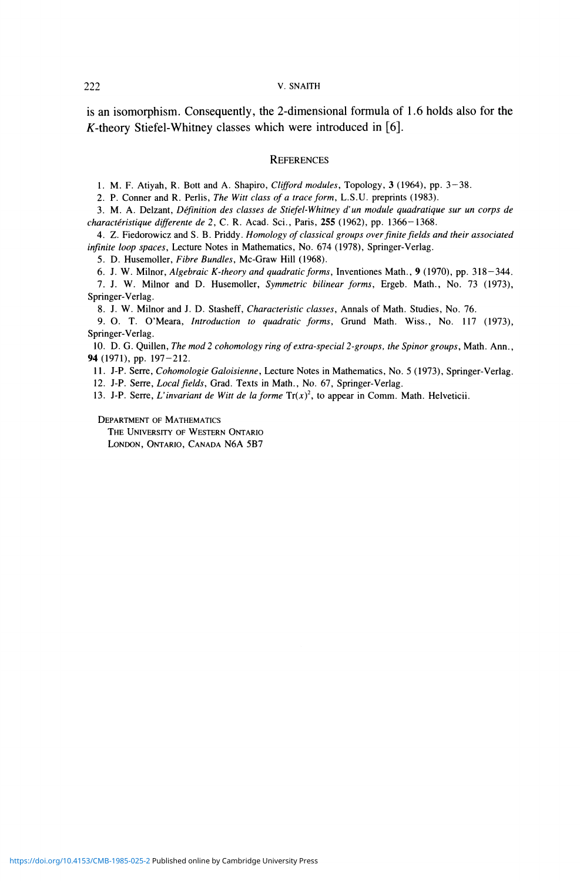is an isomorphism. Consequently, the 2-dimensional formula of 1.6 holds also for the $K$-theory Stiefel-Whitney classes which were introduced in [6].

## References

1. M. F. Atiyah, R. Bott and A. Shapiro, *Clifford modules*, Topology, **3** (1964), pp. 3–38.
2. P. Conner and R. Perlis, *The Witt class of a trace form*, L.S.U. preprints (1983).
3. M. A. Delzant, *Définition des classes de Stiefel-Whitney d'un module quadratique sur un corps de charactéristique differente de 2*, C. R. Acad. Sci., Paris, **255** (1962), pp. 1366–1368.
4. Z. Fiedorowicz and S. B. Priddy. *Homology of classical groups over finite fields and their associated infinite loop spaces*, Lecture Notes in Mathematics, No. 674 (1978), Springer-Verlag.
5. D. Husemoller, *Fibre Bundles*, Mc-Graw Hill (1968).
6. J. W. Milnor, *Algebraic K-theory and quadratic forms*, Inventiones Math., **9** (1970), pp. 318–344.
7. J. W. Milnor and D. Husemoller, *Symmetric bilinear forms*, Ergeb. Math., No. 73 (1973), Springer-Verlag.
8. J. W. Milnor and J. D. Stasheff, *Characteristic classes*, Annals of Math. Studies, No. 76.
9. O. T. O'Meara, *Introduction to quadratic forms*, Grund Math. Wiss., No. 117 (1973), Springer-Verlag.
10. D. G. Quillen, *The mod 2 cohomology ring of extra-special 2-groups, the Spinor groups*, Math. Ann., **94** (1971), pp. 197–212.
11. J-P. Serre, *Cohomologie Galoisienne*, Lecture Notes in Mathematics, No. 5 (1973), Springer-Verlag.
12. J-P. Serre, *Local fields*, Grad. Texts in Math., No. 67, Springer-Verlag.
13. J-P. Serre, *L'invariant de Witt de la forme* $\mathrm{Tr}(x)^2$, to appear in Comm. Math. Helveticii.

Department of Mathematics
The University of Western Ontario
London, Ontario, Canada N6A 5B7